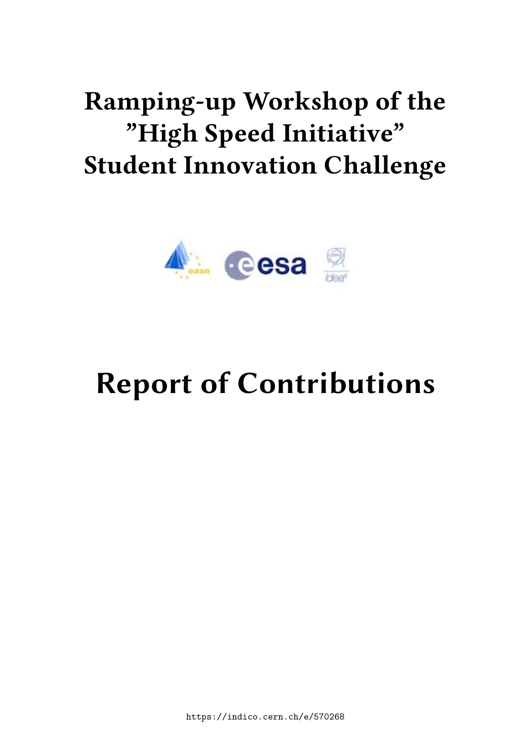# Ramping-up Workshop of the "High Speed Initiative" Student Innovation Challenge

# Report of Contributions

https://indico.cern.ch/e/570268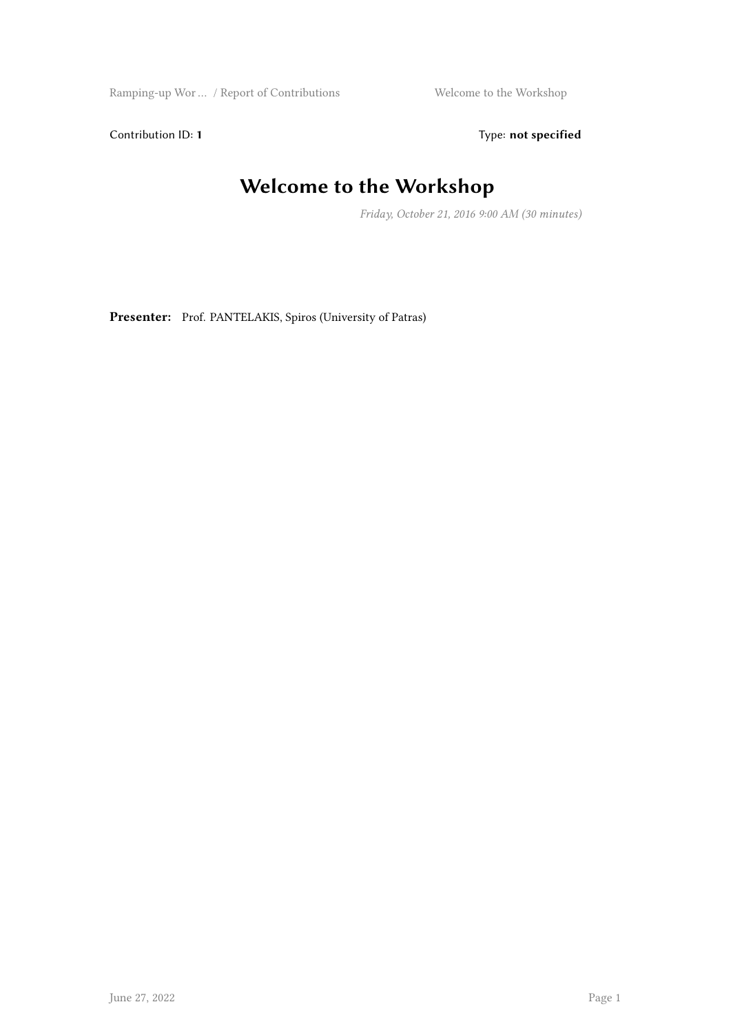Contribution ID: **1** Type: **not specified**

# Welcome to the Workshop

*Friday, October 21, 2016 9:00 AM (30 minutes)*

**Presenter:** Prof. PANTELAKIS, Spiros (University of Patras)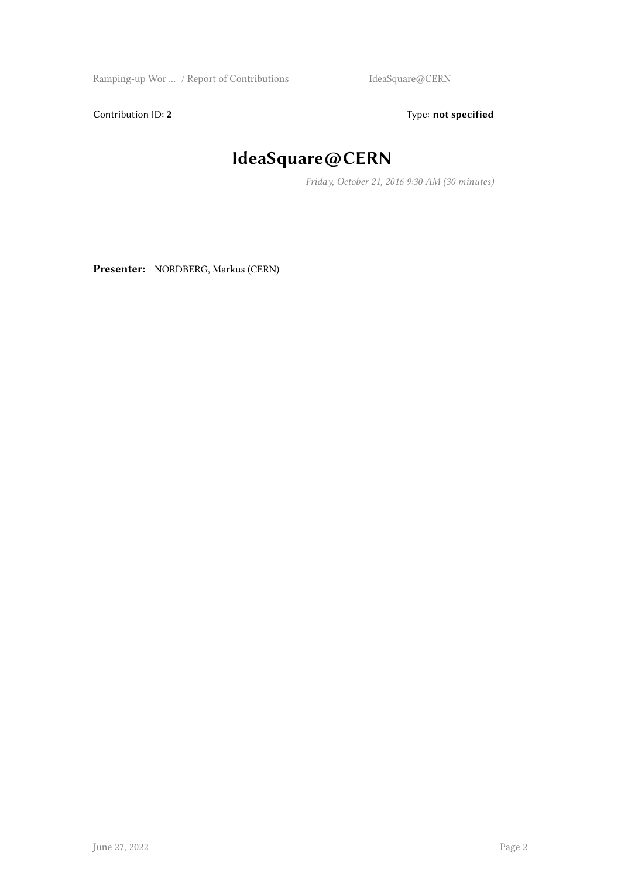Contribution ID: **2**

Type: **not specified**

# IdeaSquare@CERN

*Friday, October 21, 2016 9:30 AM (30 minutes)*

**Presenter:** NORDBERG, Markus (CERN)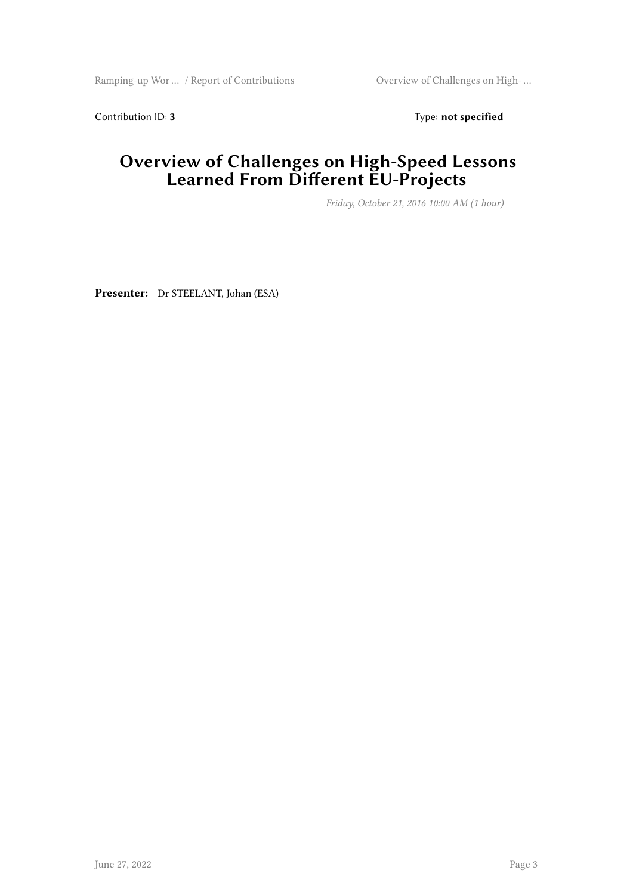Contribution ID: **3**  Type: **not specified**

# Overview of Challenges on High-Speed Lessons Learned From Different EU-Projects

*Friday, October 21, 2016 10:00 AM (1 hour)*

**Presenter:** Dr STEELANT, Johan (ESA)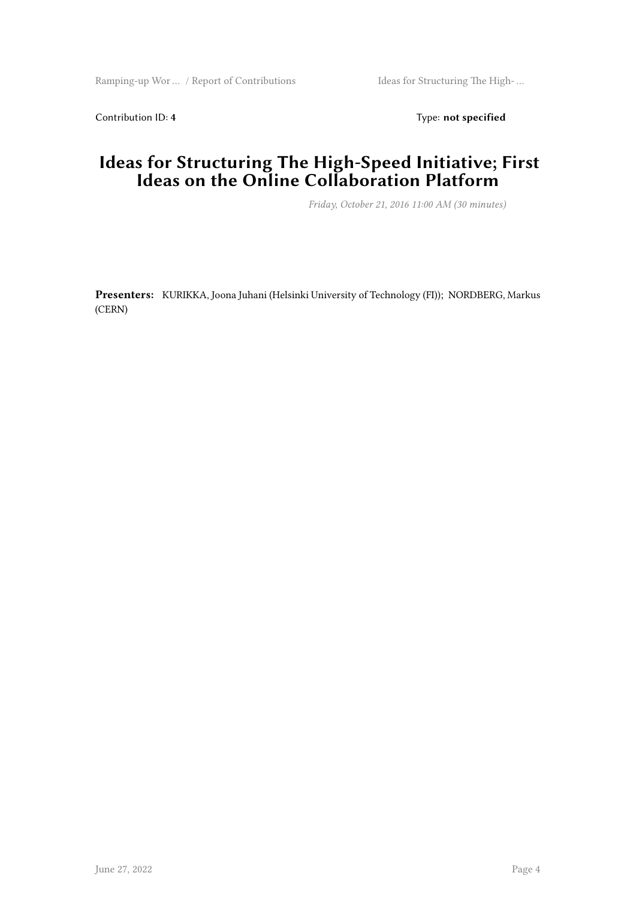Contribution ID: **4** Type: **not specified**

# Ideas for Structuring The High-Speed Initiative; First Ideas on the Online Collaboration Platform

*Friday, October 21, 2016 11:00 AM (30 minutes)*

**Presenters:** KURIKKA, Joona Juhani (Helsinki University of Technology (FI)); NORDBERG, Markus (CERN)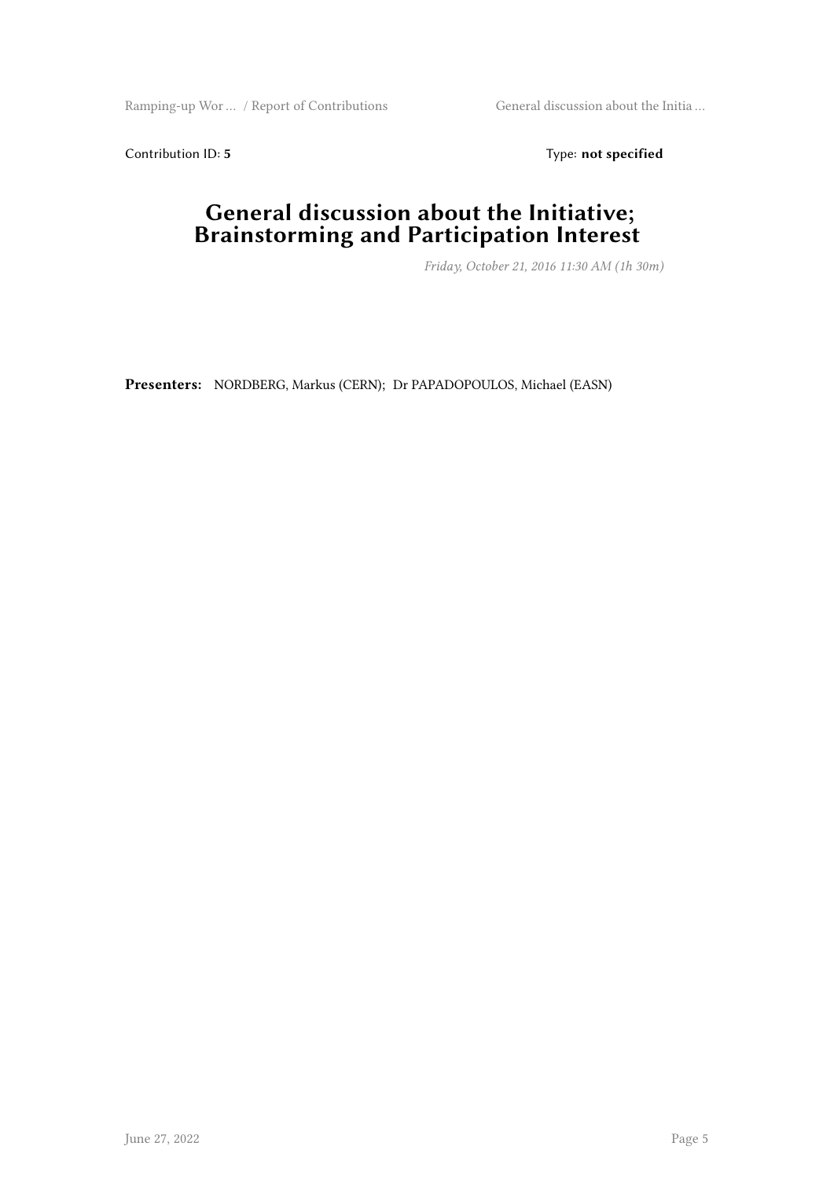Contribution ID: **5**

Type: **not specified**

# General discussion about the Initiative; Brainstorming and Participation Interest

*Friday, October 21, 2016 11:30 AM (1h 30m)*

**Presenters:** NORDBERG, Markus (CERN); Dr PAPADOPOULOS, Michael (EASN)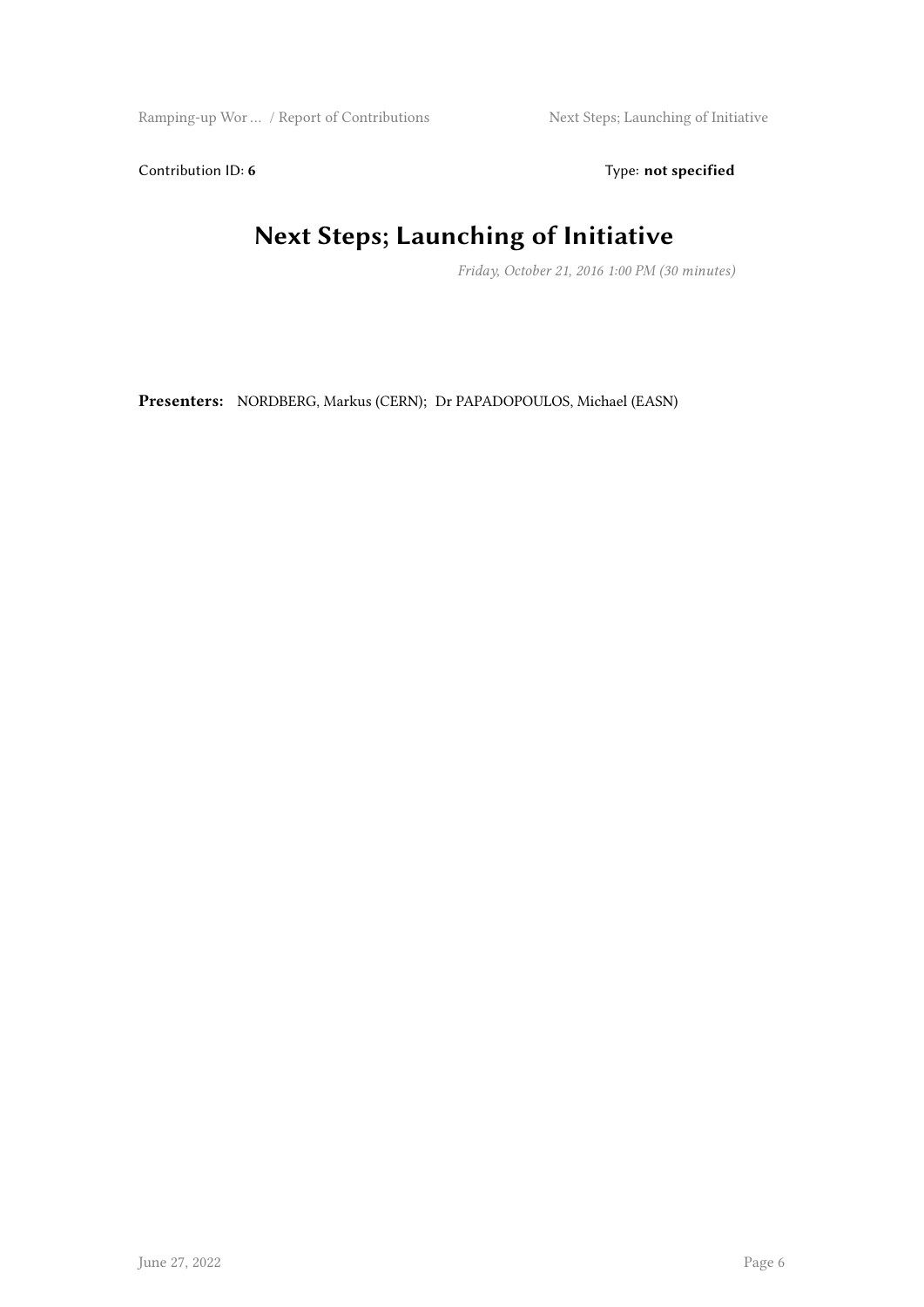Contribution ID: **6** Type: **not specified**

# Next Steps; Launching of Initiative

*Friday, October 21, 2016 1:00 PM (30 minutes)*

**Presenters:** NORDBERG, Markus (CERN); Dr PAPADOPOULOS, Michael (EASN)